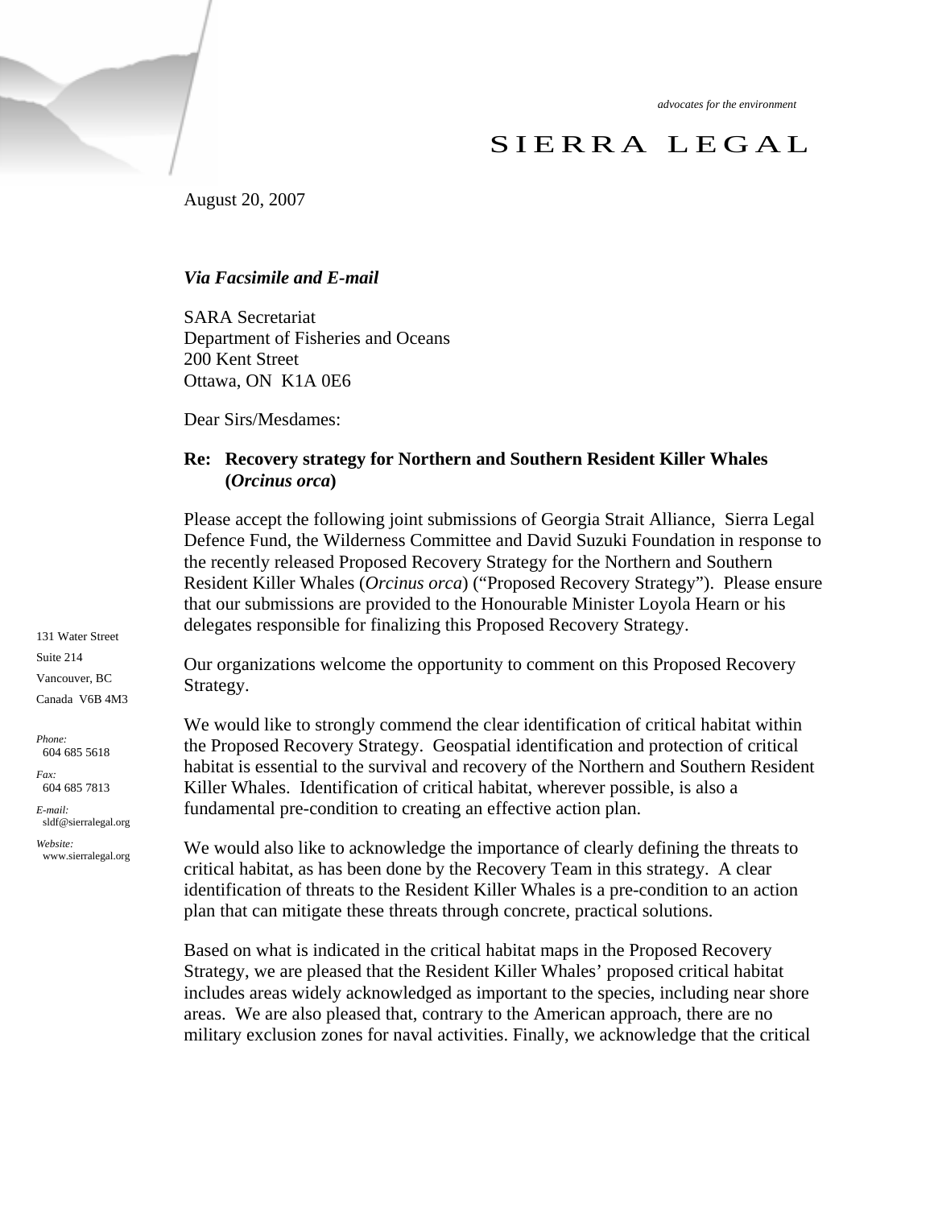*advocates for the environment*

SIERRA LEGAL

131 Water Street
Suite 214
Vancouver, BC
Canada V6B 4M3

*Phone:* 604 685 5618
*Fax:* 604 685 7813
*E-mail:* sldf@sierralegal.org
*Website:* www.sierralegal.org

August 20, 2007

***Via Facsimile and E-mail***

SARA Secretariat
Department of Fisheries and Oceans
200 Kent Street
Ottawa, ON K1A 0E6

Dear Sirs/Mesdames:

**Re: Recovery strategy for Northern and Southern Resident Killer Whales (*Orcinus orca*)**

Please accept the following joint submissions of Georgia Strait Alliance, Sierra Legal Defence Fund, the Wilderness Committee and David Suzuki Foundation in response to the recently released Proposed Recovery Strategy for the Northern and Southern Resident Killer Whales (*Orcinus orca*) ("Proposed Recovery Strategy"). Please ensure that our submissions are provided to the Honourable Minister Loyola Hearn or his delegates responsible for finalizing this Proposed Recovery Strategy.

Our organizations welcome the opportunity to comment on this Proposed Recovery Strategy.

We would like to strongly commend the clear identification of critical habitat within the Proposed Recovery Strategy. Geospatial identification and protection of critical habitat is essential to the survival and recovery of the Northern and Southern Resident Killer Whales. Identification of critical habitat, wherever possible, is also a fundamental pre-condition to creating an effective action plan.

We would also like to acknowledge the importance of clearly defining the threats to critical habitat, as has been done by the Recovery Team in this strategy. A clear identification of threats to the Resident Killer Whales is a pre-condition to an action plan that can mitigate these threats through concrete, practical solutions.

Based on what is indicated in the critical habitat maps in the Proposed Recovery Strategy, we are pleased that the Resident Killer Whales' proposed critical habitat includes areas widely acknowledged as important to the species, including near shore areas. We are also pleased that, contrary to the American approach, there are no military exclusion zones for naval activities. Finally, we acknowledge that the critical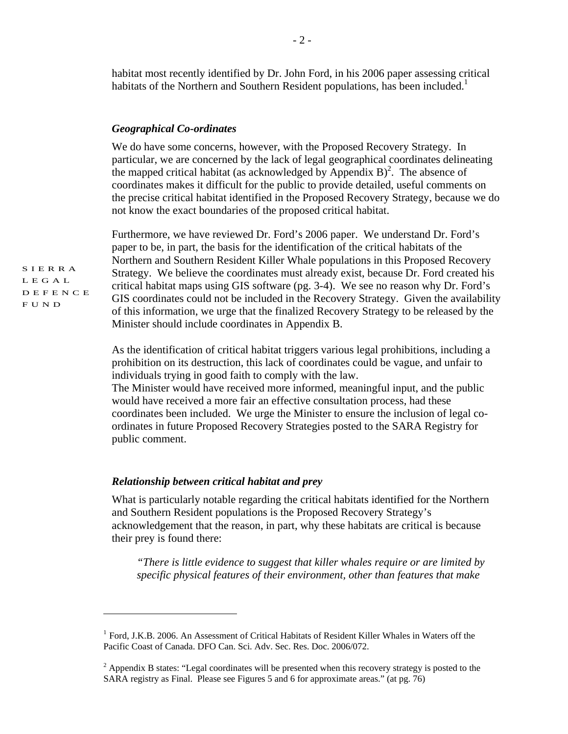habitat most recently identified by Dr. John Ford, in his 2006 paper assessing critical habitats of the Northern and Southern Resident populations, has been included.[1]

### *Geographical Co-ordinates*

We do have some concerns, however, with the Proposed Recovery Strategy. In particular, we are concerned by the lack of legal geographical coordinates delineating the mapped critical habitat (as acknowledged by Appendix B)[2]. The absence of coordinates makes it difficult for the public to provide detailed, useful comments on the precise critical habitat identified in the Proposed Recovery Strategy, because we do not know the exact boundaries of the proposed critical habitat.

Furthermore, we have reviewed Dr. Ford's 2006 paper. We understand Dr. Ford's paper to be, in part, the basis for the identification of the critical habitats of the Northern and Southern Resident Killer Whale populations in this Proposed Recovery Strategy. We believe the coordinates must already exist, because Dr. Ford created his critical habitat maps using GIS software (pg. 3-4). We see no reason why Dr. Ford's GIS coordinates could not be included in the Recovery Strategy. Given the availability of this information, we urge that the finalized Recovery Strategy to be released by the Minister should include coordinates in Appendix B.

As the identification of critical habitat triggers various legal prohibitions, including a prohibition on its destruction, this lack of coordinates could be vague, and unfair to individuals trying in good faith to comply with the law.
The Minister would have received more informed, meaningful input, and the public would have received a more fair an effective consultation process, had these coordinates been included. We urge the Minister to ensure the inclusion of legal co-ordinates in future Proposed Recovery Strategies posted to the SARA Registry for public comment.

### *Relationship between critical habitat and prey*

What is particularly notable regarding the critical habitats identified for the Northern and Southern Resident populations is the Proposed Recovery Strategy's acknowledgement that the reason, in part, why these habitats are critical is because their prey is found there:

> *"There is little evidence to suggest that killer whales require or are limited by specific physical features of their environment, other than features that make*

---

[1] Ford, J.K.B. 2006. An Assessment of Critical Habitats of Resident Killer Whales in Waters off the Pacific Coast of Canada. DFO Can. Sci. Adv. Sec. Res. Doc. 2006/072.

[2] Appendix B states: "Legal coordinates will be presented when this recovery strategy is posted to the SARA registry as Final. Please see Figures 5 and 6 for approximate areas." (at pg. 76)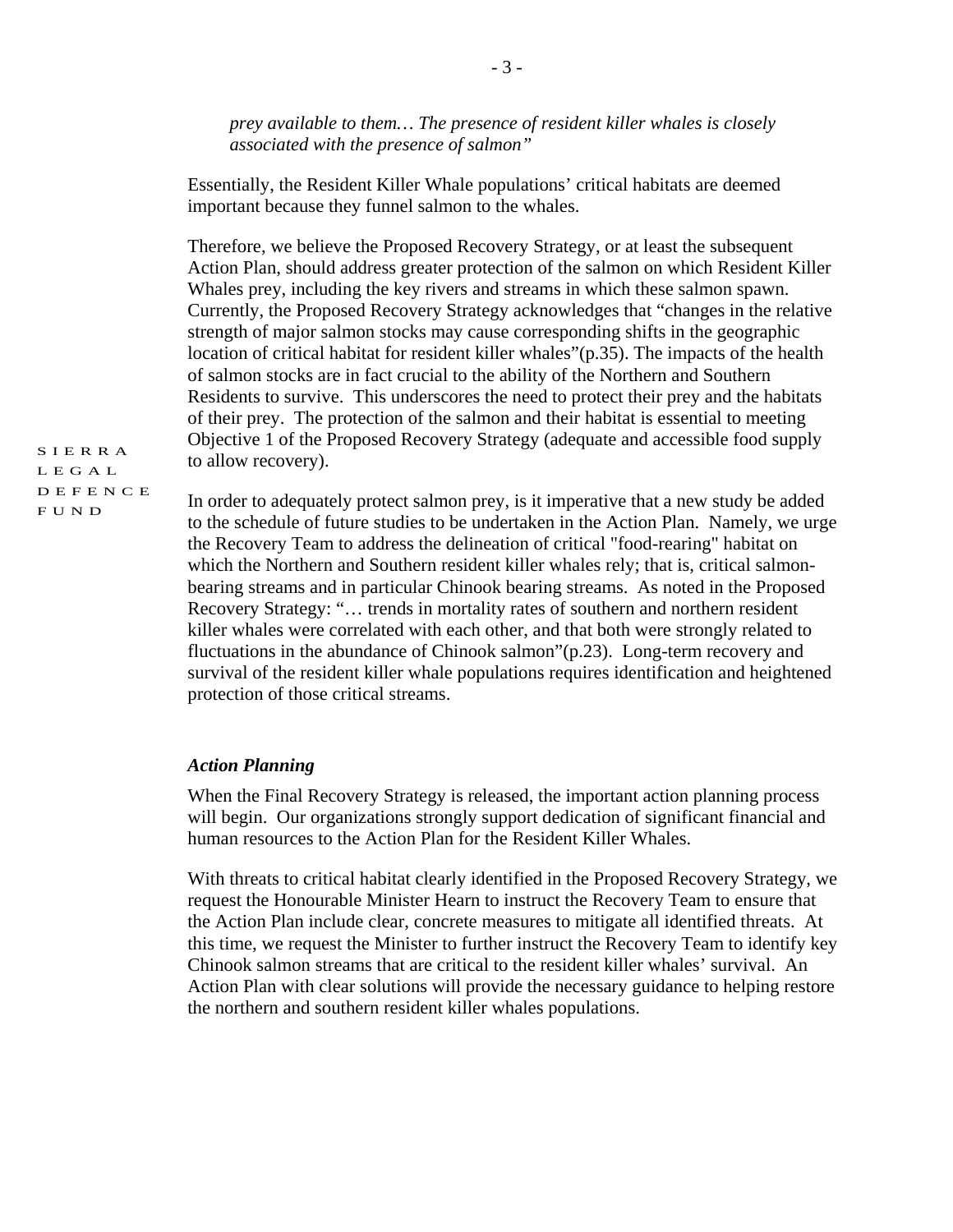*prey available to them… The presence of resident killer whales is closely associated with the presence of salmon"*

Essentially, the Resident Killer Whale populations' critical habitats are deemed important because they funnel salmon to the whales.

Therefore, we believe the Proposed Recovery Strategy, or at least the subsequent Action Plan, should address greater protection of the salmon on which Resident Killer Whales prey, including the key rivers and streams in which these salmon spawn. Currently, the Proposed Recovery Strategy acknowledges that "changes in the relative strength of major salmon stocks may cause corresponding shifts in the geographic location of critical habitat for resident killer whales"(p.35). The impacts of the health of salmon stocks are in fact crucial to the ability of the Northern and Southern Residents to survive. This underscores the need to protect their prey and the habitats of their prey. The protection of the salmon and their habitat is essential to meeting Objective 1 of the Proposed Recovery Strategy (adequate and accessible food supply to allow recovery).

In order to adequately protect salmon prey, is it imperative that a new study be added to the schedule of future studies to be undertaken in the Action Plan. Namely, we urge the Recovery Team to address the delineation of critical "food-rearing" habitat on which the Northern and Southern resident killer whales rely; that is, critical salmon-bearing streams and in particular Chinook bearing streams. As noted in the Proposed Recovery Strategy: "… trends in mortality rates of southern and northern resident killer whales were correlated with each other, and that both were strongly related to fluctuations in the abundance of Chinook salmon"(p.23). Long-term recovery and survival of the resident killer whale populations requires identification and heightened protection of those critical streams.

***Action Planning***

When the Final Recovery Strategy is released, the important action planning process will begin. Our organizations strongly support dedication of significant financial and human resources to the Action Plan for the Resident Killer Whales.

With threats to critical habitat clearly identified in the Proposed Recovery Strategy, we request the Honourable Minister Hearn to instruct the Recovery Team to ensure that the Action Plan include clear, concrete measures to mitigate all identified threats. At this time, we request the Minister to further instruct the Recovery Team to identify key Chinook salmon streams that are critical to the resident killer whales' survival. An Action Plan with clear solutions will provide the necessary guidance to helping restore the northern and southern resident killer whales populations.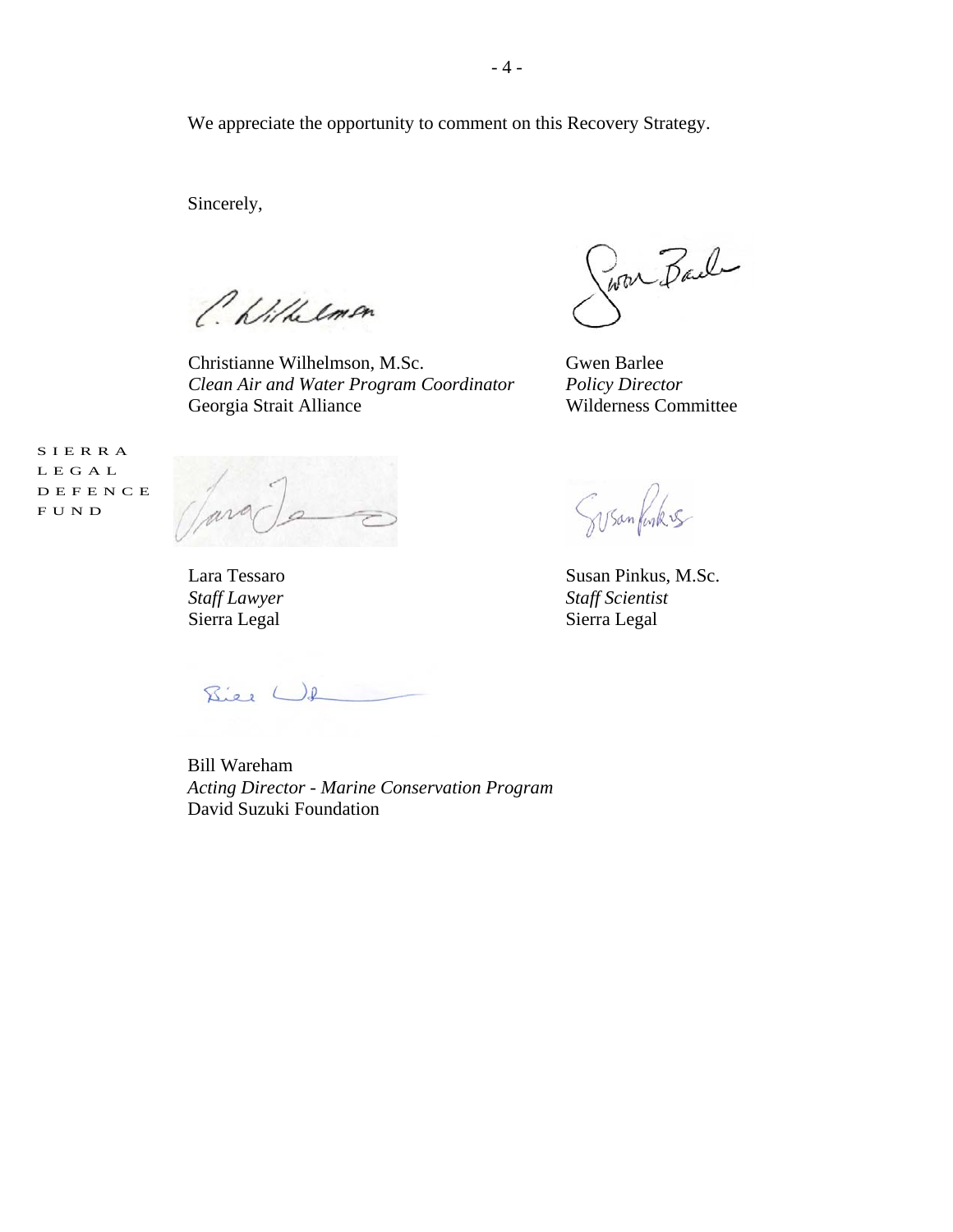We appreciate the opportunity to comment on this Recovery Strategy.

Sincerely,

Christianne Wilhelmson, M.Sc.
*Clean Air and Water Program Coordinator*
Georgia Strait Alliance

Gwen Barlee
*Policy Director*
Wilderness Committee

SIERRA LEGAL DEFENCE FUND

Lara Tessaro
*Staff Lawyer*
Sierra Legal

Susan Pinkus, M.Sc.
*Staff Scientist*
Sierra Legal

Bill Wareham
*Acting Director - Marine Conservation Program*
David Suzuki Foundation